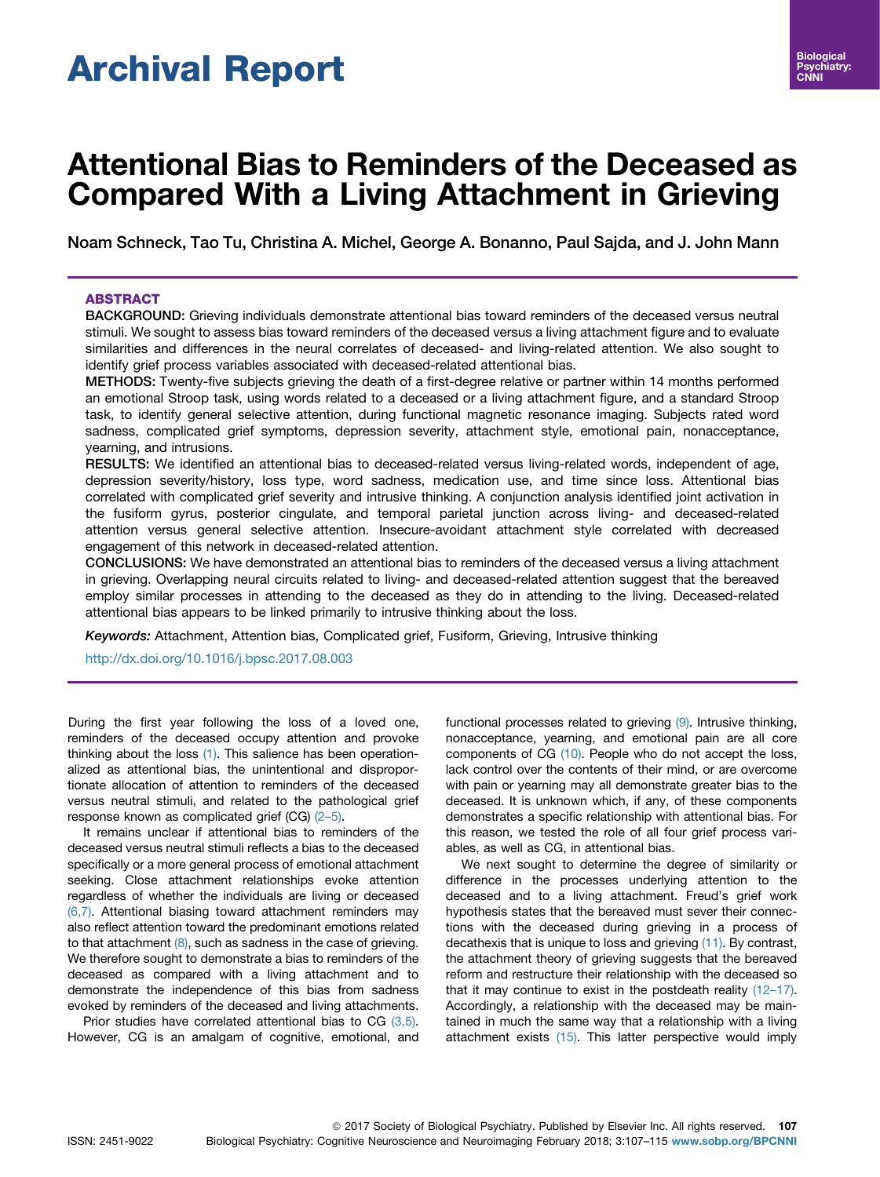Archival Report

# Attentional Bias to Reminders of the Deceased as Compared With a Living Attachment in Grieving

Noam Schneck, Tao Tu, Christina A. Michel, George A. Bonanno, Paul Sajda, and J. John Mann

## ABSTRACT

**BACKGROUND:** Grieving individuals demonstrate attentional bias toward reminders of the deceased versus neutral stimuli. We sought to assess bias toward reminders of the deceased versus a living attachment figure and to evaluate similarities and differences in the neural correlates of deceased- and living-related attention. We also sought to identify grief process variables associated with deceased-related attentional bias.

**METHODS:** Twenty-five subjects grieving the death of a first-degree relative or partner within 14 months performed an emotional Stroop task, using words related to a deceased or a living attachment figure, and a standard Stroop task, to identify general selective attention, during functional magnetic resonance imaging. Subjects rated word sadness, complicated grief symptoms, depression severity, attachment style, emotional pain, nonacceptance, yearning, and intrusions.

**RESULTS:** We identified an attentional bias to deceased-related versus living-related words, independent of age, depression severity/history, loss type, word sadness, medication use, and time since loss. Attentional bias correlated with complicated grief severity and intrusive thinking. A conjunction analysis identified joint activation in the fusiform gyrus, posterior cingulate, and temporal parietal junction across living- and deceased-related attention versus general selective attention. Insecure-avoidant attachment style correlated with decreased engagement of this network in deceased-related attention.

**CONCLUSIONS:** We have demonstrated an attentional bias to reminders of the deceased versus a living attachment in grieving. Overlapping neural circuits related to living- and deceased-related attention suggest that the bereaved employ similar processes in attending to the deceased as they do in attending to the living. Deceased-related attentional bias appears to be linked primarily to intrusive thinking about the loss.

*Keywords:* Attachment, Attention bias, Complicated grief, Fusiform, Grieving, Intrusive thinking

http://dx.doi.org/10.1016/j.bpsc.2017.08.003

During the first year following the loss of a loved one, reminders of the deceased occupy attention and provoke thinking about the loss (1). This salience has been operationalized as attentional bias, the unintentional and disproportionate allocation of attention to reminders of the deceased versus neutral stimuli, and related to the pathological grief response known as complicated grief (CG) (2–5).

It remains unclear if attentional bias to reminders of the deceased versus neutral stimuli reflects a bias to the deceased specifically or a more general process of emotional attachment seeking. Close attachment relationships evoke attention regardless of whether the individuals are living or deceased (6,7). Attentional biasing toward attachment reminders may also reflect attention toward the predominant emotions related to that attachment (8), such as sadness in the case of grieving. We therefore sought to demonstrate a bias to reminders of the deceased as compared with a living attachment and to demonstrate the independence of this bias from sadness evoked by reminders of the deceased and living attachments.

Prior studies have correlated attentional bias to CG (3,5). However, CG is an amalgam of cognitive, emotional, and functional processes related to grieving (9). Intrusive thinking, nonacceptance, yearning, and emotional pain are all core components of CG (10). People who do not accept the loss, lack control over the contents of their mind, or are overcome with pain or yearning may all demonstrate greater bias to the deceased. It is unknown which, if any, of these components demonstrates a specific relationship with attentional bias. For this reason, we tested the role of all four grief process variables, as well as CG, in attentional bias.

We next sought to determine the degree of similarity or difference in the processes underlying attention to the deceased and to a living attachment. Freud's grief work hypothesis states that the bereaved must sever their connections with the deceased during grieving in a process of decathexis that is unique to loss and grieving (11). By contrast, the attachment theory of grieving suggests that the bereaved reform and restructure their relationship with the deceased so that it may continue to exist in the postdeath reality (12–17). Accordingly, a relationship with the deceased may be maintained in much the same way that a relationship with a living attachment exists (15). This latter perspective would imply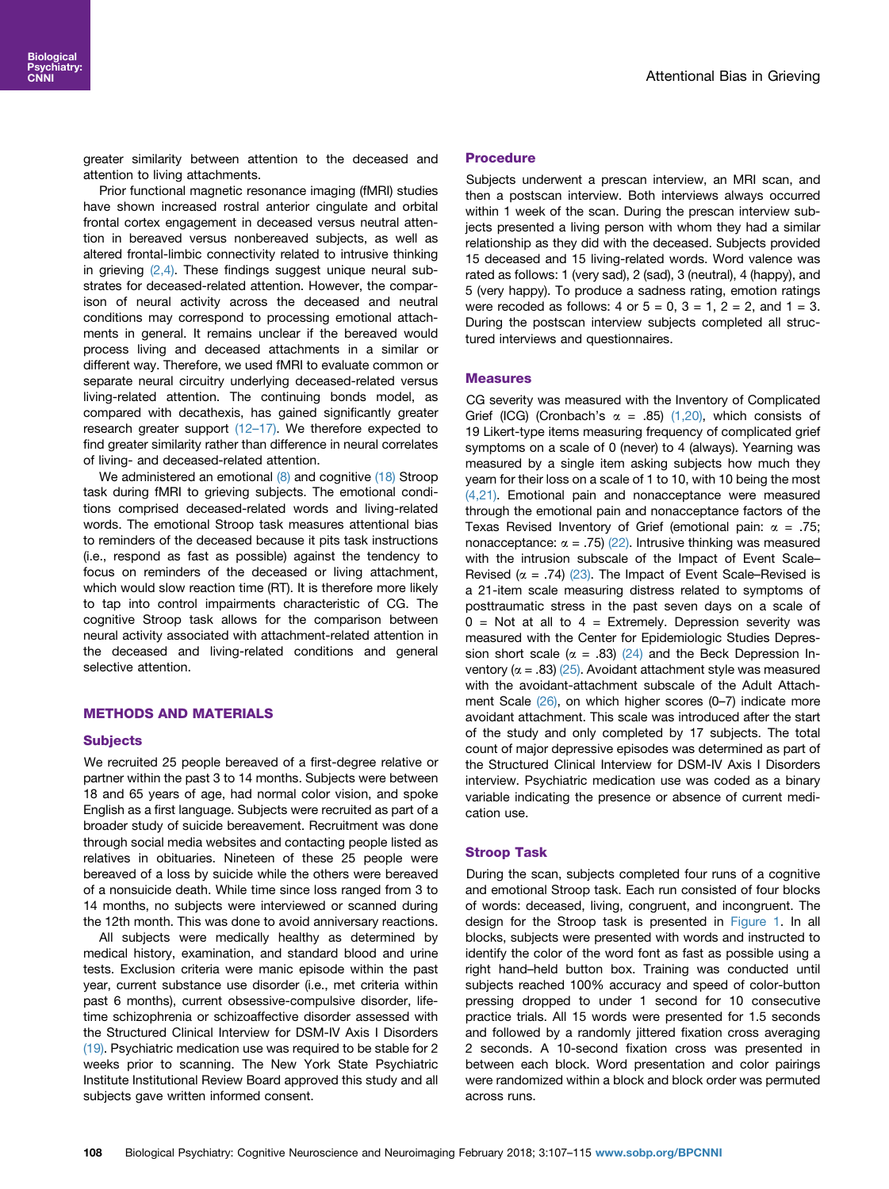greater similarity between attention to the deceased and attention to living attachments.

Prior functional magnetic resonance imaging (fMRI) studies have shown increased rostral anterior cingulate and orbital frontal cortex engagement in deceased versus neutral attention in bereaved versus nonbereaved subjects, as well as altered frontal-limbic connectivity related to intrusive thinking in grieving (2,4). These findings suggest unique neural substrates for deceased-related attention. However, the comparison of neural activity across the deceased and neutral conditions may correspond to processing emotional attachments in general. It remains unclear if the bereaved would process living and deceased attachments in a similar or different way. Therefore, we used fMRI to evaluate common or separate neural circuitry underlying deceased-related versus living-related attention. The continuing bonds model, as compared with decathexis, has gained significantly greater research greater support (12–17). We therefore expected to find greater similarity rather than difference in neural correlates of living- and deceased-related attention.

We administered an emotional (8) and cognitive (18) Stroop task during fMRI to grieving subjects. The emotional conditions comprised deceased-related words and living-related words. The emotional Stroop task measures attentional bias to reminders of the deceased because it pits task instructions (i.e., respond as fast as possible) against the tendency to focus on reminders of the deceased or living attachment, which would slow reaction time (RT). It is therefore more likely to tap into control impairments characteristic of CG. The cognitive Stroop task allows for the comparison between neural activity associated with attachment-related attention in the deceased and living-related conditions and general selective attention.

## METHODS AND MATERIALS

### Subjects

We recruited 25 people bereaved of a first-degree relative or partner within the past 3 to 14 months. Subjects were between 18 and 65 years of age, had normal color vision, and spoke English as a first language. Subjects were recruited as part of a broader study of suicide bereavement. Recruitment was done through social media websites and contacting people listed as relatives in obituaries. Nineteen of these 25 people were bereaved of a loss by suicide while the others were bereaved of a nonsuicide death. While time since loss ranged from 3 to 14 months, no subjects were interviewed or scanned during the 12th month. This was done to avoid anniversary reactions.

All subjects were medically healthy as determined by medical history, examination, and standard blood and urine tests. Exclusion criteria were manic episode within the past year, current substance use disorder (i.e., met criteria within past 6 months), current obsessive-compulsive disorder, lifetime schizophrenia or schizoaffective disorder assessed with the Structured Clinical Interview for DSM-IV Axis I Disorders (19). Psychiatric medication use was required to be stable for 2 weeks prior to scanning. The New York State Psychiatric Institute Institutional Review Board approved this study and all subjects gave written informed consent.

### Procedure

Subjects underwent a prescan interview, an MRI scan, and then a postscan interview. Both interviews always occurred within 1 week of the scan. During the prescan interview subjects presented a living person with whom they had a similar relationship as they did with the deceased. Subjects provided 15 deceased and 15 living-related words. Word valence was rated as follows: 1 (very sad), 2 (sad), 3 (neutral), 4 (happy), and 5 (very happy). To produce a sadness rating, emotion ratings were recoded as follows: 4 or 5 = 0, 3 = 1, 2 = 2, and 1 = 3. During the postscan interview subjects completed all structured interviews and questionnaires.

### Measures

CG severity was measured with the Inventory of Complicated Grief (ICG) (Cronbach's $\alpha$ = .85) (1,20), which consists of 19 Likert-type items measuring frequency of complicated grief symptoms on a scale of 0 (never) to 4 (always). Yearning was measured by a single item asking subjects how much they yearn for their loss on a scale of 1 to 10, with 10 being the most (4,21). Emotional pain and nonacceptance were measured through the emotional pain and nonacceptance factors of the Texas Revised Inventory of Grief (emotional pain: $\alpha$ = .75; nonacceptance: $\alpha$ = .75) (22). Intrusive thinking was measured with the intrusion subscale of the Impact of Event Scale–Revised ($\alpha$ = .74) (23). The Impact of Event Scale–Revised is a 21-item scale measuring distress related to symptoms of posttraumatic stress in the past seven days on a scale of 0 = Not at all to 4 = Extremely. Depression severity was measured with the Center for Epidemiologic Studies Depression short scale ($\alpha$ = .83) (24) and the Beck Depression Inventory ($\alpha$ = .83) (25). Avoidant attachment style was measured with the avoidant-attachment subscale of the Adult Attachment Scale (26), on which higher scores (0–7) indicate more avoidant attachment. This scale was introduced after the start of the study and only completed by 17 subjects. The total count of major depressive episodes was determined as part of the Structured Clinical Interview for DSM-IV Axis I Disorders interview. Psychiatric medication use was coded as a binary variable indicating the presence or absence of current medication use.

### Stroop Task

During the scan, subjects completed four runs of a cognitive and emotional Stroop task. Each run consisted of four blocks of words: deceased, living, congruent, and incongruent. The design for the Stroop task is presented in Figure 1. In all blocks, subjects were presented with words and instructed to identify the color of the word font as fast as possible using a right hand–held button box. Training was conducted until subjects reached 100% accuracy and speed of color-button pressing dropped to under 1 second for 10 consecutive practice trials. All 15 words were presented for 1.5 seconds and followed by a randomly jittered fixation cross averaging 2 seconds. A 10-second fixation cross was presented in between each block. Word presentation and color pairings were randomized within a block and block order was permuted across runs.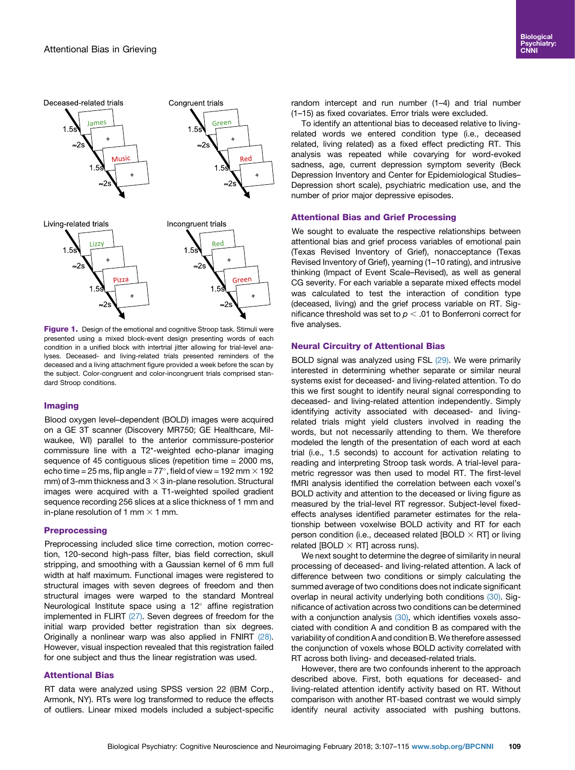Figure 1. Design of the emotional and cognitive Stroop task. Stimuli were presented using a mixed block-event design presenting words of each condition in a unified block with intertrial jitter allowing for trial-level analyses. Deceased- and living-related trials presented reminders of the deceased and a living attachment figure provided a week before the scan by the subject. Color-congruent and color-incongruent trials comprised standard Stroop conditions.

### Imaging

Blood oxygen level–dependent (BOLD) images were acquired on a GE 3T scanner (Discovery MR750; GE Healthcare, Milwaukee, WI) parallel to the anterior commissure-posterior commissure line with a T2*-weighted echo-planar imaging sequence of 45 contiguous slices (repetition time = 2000 ms, echo time = 25 ms, flip angle = 77°, field of view = 192 mm × 192 mm) of 3-mm thickness and 3 × 3 in-plane resolution. Structural images were acquired with a T1-weighted spoiled gradient sequence recording 256 slices at a slice thickness of 1 mm and in-plane resolution of 1 mm × 1 mm.

### Preprocessing

Preprocessing included slice time correction, motion correction, 120-second high-pass filter, bias field correction, skull stripping, and smoothing with a Gaussian kernel of 6 mm full width at half maximum. Functional images were registered to structural images with seven degrees of freedom and then structural images were warped to the standard Montreal Neurological Institute space using a 12° affine registration implemented in FLIRT (27). Seven degrees of freedom for the initial warp provided better registration than six degrees. Originally a nonlinear warp was also applied in FNIRT (28). However, visual inspection revealed that this registration failed for one subject and thus the linear registration was used.

### Attentional Bias

RT data were analyzed using SPSS version 22 (IBM Corp., Armonk, NY). RTs were log transformed to reduce the effects of outliers. Linear mixed models included a subject-specific random intercept and run number (1–4) and trial number (1–15) as fixed covariates. Error trials were excluded.

To identify an attentional bias to deceased relative to living-related words we entered condition type (i.e., deceased related, living related) as a fixed effect predicting RT. This analysis was repeated while covarying for word-evoked sadness, age, current depression symptom severity (Beck Depression Inventory and Center for Epidemiological Studies–Depression short scale), psychiatric medication use, and the number of prior major depressive episodes.

### Attentional Bias and Grief Processing

We sought to evaluate the respective relationships between attentional bias and grief process variables of emotional pain (Texas Revised Inventory of Grief), nonacceptance (Texas Revised Inventory of Grief), yearning (1–10 rating), and intrusive thinking (Impact of Event Scale–Revised), as well as general CG severity. For each variable a separate mixed effects model was calculated to test the interaction of condition type (deceased, living) and the grief process variable on RT. Significance threshold was set to $p < .01$ to Bonferroni correct for five analyses.

### Neural Circuitry of Attentional Bias

BOLD signal was analyzed using FSL (29). We were primarily interested in determining whether separate or similar neural systems exist for deceased- and living-related attention. To do this we first sought to identify neural signal corresponding to deceased- and living-related attention independently. Simply identifying activity associated with deceased- and living-related trials might yield clusters involved in reading the words, but not necessarily attending to them. We therefore modeled the length of the presentation of each word at each trial (i.e., 1.5 seconds) to account for activation relating to reading and interpreting Stroop task words. A trial-level parametric regressor was then used to model RT. The first-level fMRI analysis identified the correlation between each voxel's BOLD activity and attention to the deceased or living figure as measured by the trial-level RT regressor. Subject-level fixed-effects analyses identified parameter estimates for the relationship between voxelwise BOLD activity and RT for each person condition (i.e., deceased related [BOLD × RT] or living related [BOLD × RT] across runs).

We next sought to determine the degree of similarity in neural processing of deceased- and living-related attention. A lack of difference between two conditions or simply calculating the summed average of two conditions does not indicate significant overlap in neural activity underlying both conditions (30). Significance of activation across two conditions can be determined with a conjunction analysis (30), which identifies voxels associated with condition A and condition B as compared with the variability of condition A and condition B. We therefore assessed the conjunction of voxels whose BOLD activity correlated with RT across both living- and deceased-related trials.

However, there are two confounds inherent to the approach described above. First, both equations for deceased- and living-related attention identify activity based on RT. Without comparison with another RT-based contrast we would simply identify neural activity associated with pushing buttons.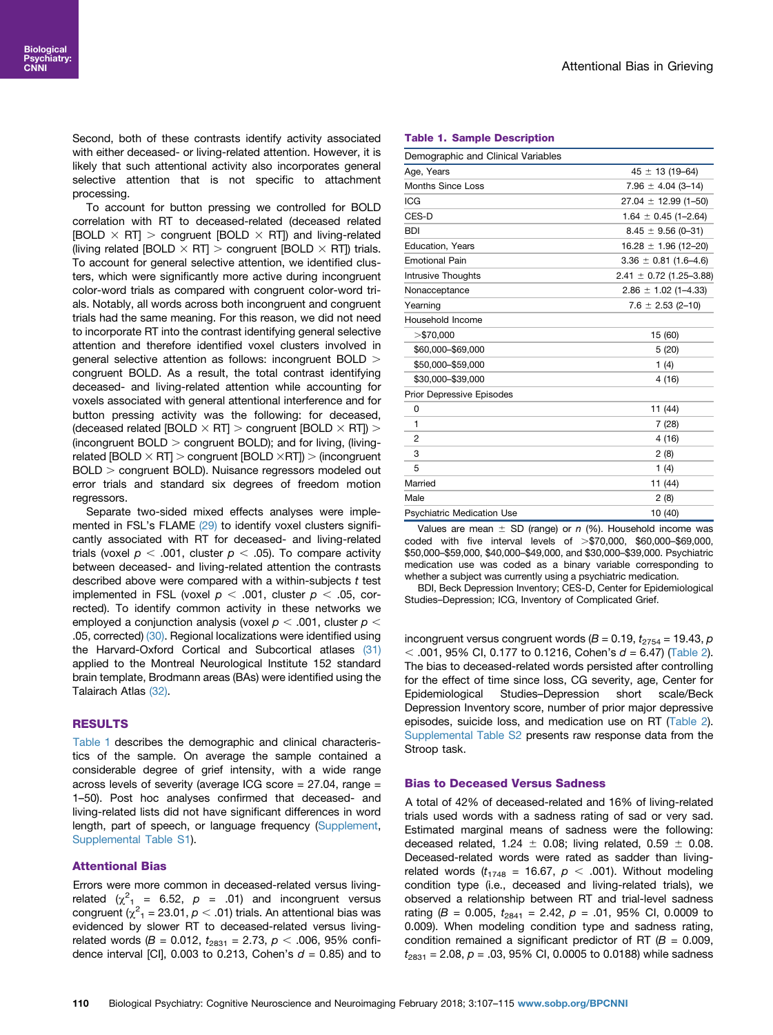Second, both of these contrasts identify activity associated with either deceased- or living-related attention. However, it is likely that such attentional activity also incorporates general selective attention that is not specific to attachment processing.

To account for button pressing we controlled for BOLD correlation with RT to deceased-related (deceased related [BOLD × RT] > congruent [BOLD × RT]) and living-related (living related [BOLD × RT] > congruent [BOLD × RT]) trials. To account for general selective attention, we identified clusters, which were significantly more active during incongruent color-word trials as compared with congruent color-word trials. Notably, all words across both incongruent and congruent trials had the same meaning. For this reason, we did not need to incorporate RT into the contrast identifying general selective attention and therefore identified voxel clusters involved in general selective attention as follows: incongruent BOLD > congruent BOLD. As a result, the total contrast identifying deceased- and living-related attention while accounting for voxels associated with general attentional interference and for button pressing activity was the following: for deceased, (deceased related [BOLD × RT] > congruent [BOLD × RT]) > (incongruent BOLD > congruent BOLD); and for living, (living-related [BOLD × RT] > congruent [BOLD ×RT]) > (incongruent BOLD > congruent BOLD). Nuisance regressors modeled out error trials and standard six degrees of freedom motion regressors.

Separate two-sided mixed effects analyses were implemented in FSL's FLAME (29) to identify voxel clusters significantly associated with RT for deceased- and living-related trials (voxel $p < .001$, cluster $p < .05$). To compare activity between deceased- and living-related attention the contrasts described above were compared with a within-subjects $t$ test implemented in FSL (voxel $p < .001$, cluster $p < .05$, corrected). To identify common activity in these networks we employed a conjunction analysis (voxel $p < .001$, cluster $p < .05$, corrected) (30). Regional localizations were identified using the Harvard-Oxford Cortical and Subcortical atlases (31) applied to the Montreal Neurological Institute 152 standard brain template, Brodmann areas (BAs) were identified using the Talairach Atlas (32).

## RESULTS

Table 1 describes the demographic and clinical characteristics of the sample. On average the sample contained a considerable degree of grief intensity, with a wide range across levels of severity (average ICG score = 27.04, range = 1–50). Post hoc analyses confirmed that deceased- and living-related lists did not have significant differences in word length, part of speech, or language frequency (Supplement, Supplemental Table S1).

### Attentional Bias

Errors were more common in deceased-related versus living-related ($\chi^2_1$ = 6.52, $p$ = .01) and incongruent versus congruent ($\chi^2_1$ = 23.01, $p < .01$) trials. An attentional bias was evidenced by slower RT to deceased-related versus living-related words ($B$ = 0.012, $t_{2831}$ = 2.73, $p < .006$, 95% confidence interval [CI], 0.003 to 0.213, Cohen's $d$ = 0.85) and to incongruent versus congruent words ($B$ = 0.19, $t_{2754}$ = 19.43, $p < .001$, 95% CI, 0.177 to 0.1216, Cohen's $d$ = 6.47) (Table 2). The bias to deceased-related words persisted after controlling for the effect of time since loss, CG severity, age, Center for Epidemiological Studies–Depression short scale/Beck Depression Inventory score, number of prior major depressive episodes, suicide loss, and medication use on RT (Table 2). Supplemental Table S2 presents raw response data from the Stroop task.

**Table 1. Sample Description**

| Demographic and Clinical Variables | |
|---|---|
| Age, Years | 45 ± 13 (19–64) |
| Months Since Loss | 7.96 ± 4.04 (3–14) |
| ICG | 27.04 ± 12.99 (1–50) |
| CES-D | 1.64 ± 0.45 (1–2.64) |
| BDI | 8.45 ± 9.56 (0–31) |
| Education, Years | 16.28 ± 1.96 (12–20) |
| Emotional Pain | 3.36 ± 0.81 (1.6–4.6) |
| Intrusive Thoughts | 2.41 ± 0.72 (1.25–3.88) |
| Nonacceptance | 2.86 ± 1.02 (1–4.33) |
| Yearning | 7.6 ± 2.53 (2–10) |
| Household Income | |
| >$70,000 | 15 (60) |
| $60,000–$69,000 | 5 (20) |
| $50,000–$59,000 | 1 (4) |
| $30,000–$39,000 | 4 (16) |
| Prior Depressive Episodes | |
| 0 | 11 (44) |
| 1 | 7 (28) |
| 2 | 4 (16) |
| 3 | 2 (8) |
| 5 | 1 (4) |
| Married | 11 (44) |
| Male | 2 (8) |
| Psychiatric Medication Use | 10 (40) |

Values are mean ± SD (range) or $n$ (%). Household income was coded with five interval levels of >$70,000, $60,000–$69,000, $50,000–$59,000, $40,000–$49,000, and $30,000–$39,000. Psychiatric medication use was coded as a binary variable corresponding to whether a subject was currently using a psychiatric medication.

BDI, Beck Depression Inventory; CES-D, Center for Epidemiological Studies–Depression; ICG, Inventory of Complicated Grief.

### Bias to Deceased Versus Sadness

A total of 42% of deceased-related and 16% of living-related trials used words with a sadness rating of sad or very sad. Estimated marginal means of sadness were the following: deceased related, 1.24 ± 0.08; living related, 0.59 ± 0.08. Deceased-related words were rated as sadder than living-related words ($t_{1748}$ = 16.67, $p < .001$). Without modeling condition type (i.e., deceased and living-related trials), we observed a relationship between RT and trial-level sadness rating ($B$ = 0.005, $t_{2841}$ = 2.42, $p$ = .01, 95% CI, 0.0009 to 0.009). When modeling condition type and sadness rating, condition remained a significant predictor of RT ($B$ = 0.009, $t_{2831}$ = 2.08, $p$ = .03, 95% CI, 0.0005 to 0.0188) while sadness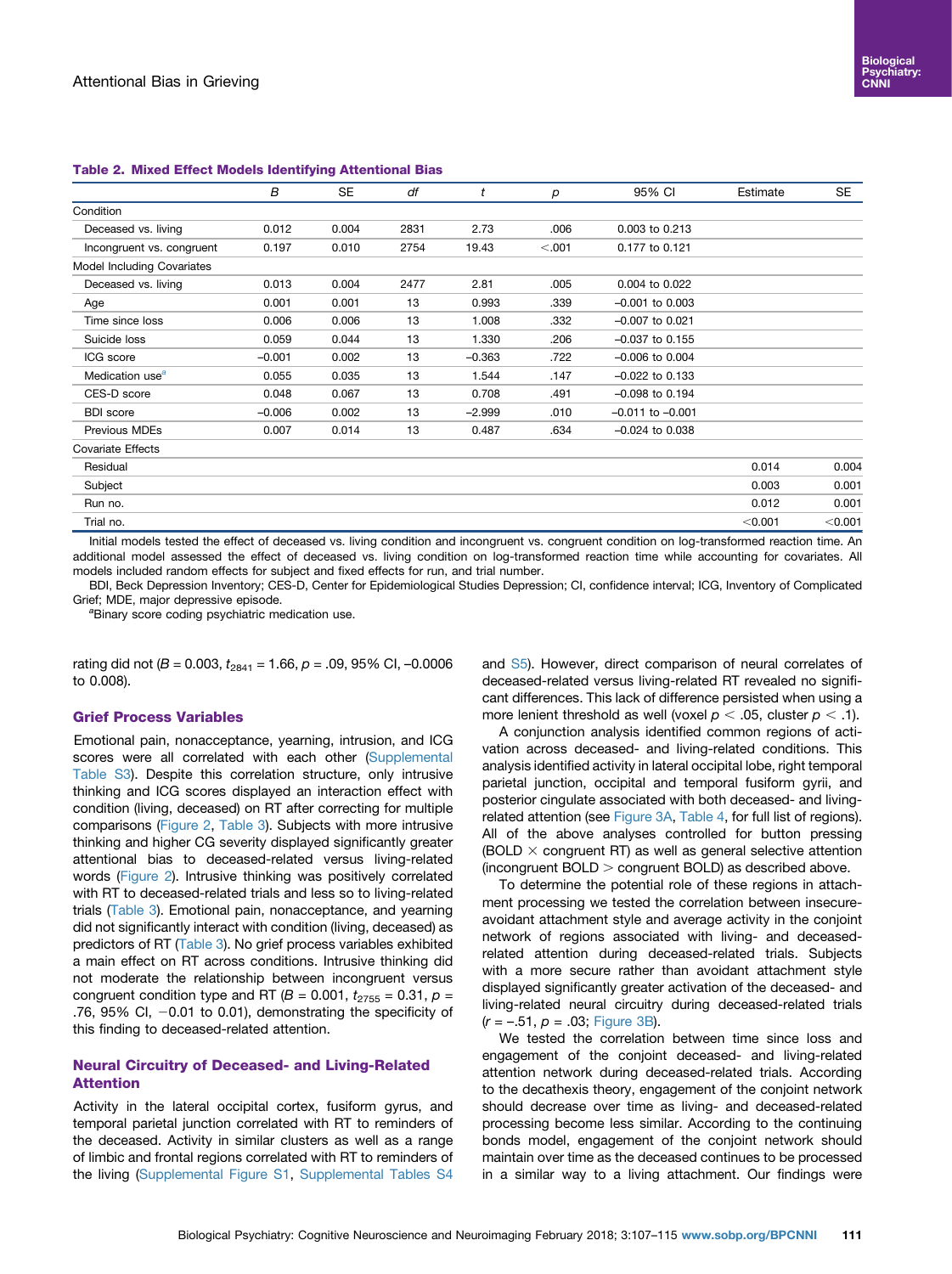**Table 2. Mixed Effect Models Identifying Attentional Bias**

| | B | SE | df | t | p | 95% CI | Estimate | SE |
|---|---|---|---|---|---|---|---|---|
| Condition | | | | | | | | |
| Deceased vs. living | 0.012 | 0.004 | 2831 | 2.73 | .006 | 0.003 to 0.213 | | |
| Incongruent vs. congruent | 0.197 | 0.010 | 2754 | 19.43 | <.001 | 0.177 to 0.121 | | |
| Model Including Covariates | | | | | | | | |
| Deceased vs. living | 0.013 | 0.004 | 2477 | 2.81 | .005 | 0.004 to 0.022 | | |
| Age | 0.001 | 0.001 | 13 | 0.993 | .339 | –0.001 to 0.003 | | |
| Time since loss | 0.006 | 0.006 | 13 | 1.008 | .332 | –0.007 to 0.021 | | |
| Suicide loss | 0.059 | 0.044 | 13 | 1.330 | .206 | –0.037 to 0.155 | | |
| ICG score | –0.001 | 0.002 | 13 | –0.363 | .722 | –0.006 to 0.004 | | |
| Medication use[a] | 0.055 | 0.035 | 13 | 1.544 | .147 | –0.022 to 0.133 | | |
| CES-D score | 0.048 | 0.067 | 13 | 0.708 | .491 | –0.098 to 0.194 | | |
| BDI score | –0.006 | 0.002 | 13 | –2.999 | .010 | –0.011 to –0.001 | | |
| Previous MDEs | 0.007 | 0.014 | 13 | 0.487 | .634 | –0.024 to 0.038 | | |
| Covariate Effects | | | | | | | | |
| Residual | | | | | | | 0.014 | 0.004 |
| Subject | | | | | | | 0.003 | 0.001 |
| Run no. | | | | | | | 0.012 | 0.001 |
| Trial no. | | | | | | | <0.001 | <0.001 |

Initial models tested the effect of deceased vs. living condition and incongruent vs. congruent condition on log-transformed reaction time. An additional model assessed the effect of deceased vs. living condition on log-transformed reaction time while accounting for covariates. All models included random effects for subject and fixed effects for run, and trial number.

BDI, Beck Depression Inventory; CES-D, Center for Epidemiological Studies Depression; CI, confidence interval; ICG, Inventory of Complicated Grief; MDE, major depressive episode.

[a]Binary score coding psychiatric medication use.

rating did not ($B = 0.003$, $t_{2841} = 1.66$, $p = .09$, 95% CI, –0.0006 to 0.008).

## Grief Process Variables

Emotional pain, nonacceptance, yearning, intrusion, and ICG scores were all correlated with each other (Supplemental Table S3). Despite this correlation structure, only intrusive thinking and ICG scores displayed an interaction effect with condition (living, deceased) on RT after correcting for multiple comparisons (Figure 2, Table 3). Subjects with more intrusive thinking and higher CG severity displayed significantly greater attentional bias to deceased-related versus living-related words (Figure 2). Intrusive thinking was positively correlated with RT to deceased-related trials and less so to living-related trials (Table 3). Emotional pain, nonacceptance, and yearning did not significantly interact with condition (living, deceased) as predictors of RT (Table 3). No grief process variables exhibited a main effect on RT across conditions. Intrusive thinking did not moderate the relationship between incongruent versus congruent condition type and RT ($B = 0.001$, $t_{2755} = 0.31$, $p = .76$, 95% CI, −0.01 to 0.01), demonstrating the specificity of this finding to deceased-related attention.

## Neural Circuitry of Deceased- and Living-Related Attention

Activity in the lateral occipital cortex, fusiform gyrus, and temporal parietal junction correlated with RT to reminders of the deceased. Activity in similar clusters as well as a range of limbic and frontal regions correlated with RT to reminders of the living (Supplemental Figure S1, Supplemental Tables S4 and S5). However, direct comparison of neural correlates of deceased-related versus living-related RT revealed no significant differences. This lack of difference persisted when using a more lenient threshold as well (voxel $p < .05$, cluster $p < .1$).

A conjunction analysis identified common regions of activation across deceased- and living-related conditions. This analysis identified activity in lateral occipital lobe, right temporal parietal junction, occipital and temporal fusiform gyrii, and posterior cingulate associated with both deceased- and living-related attention (see Figure 3A, Table 4, for full list of regions). All of the above analyses controlled for button pressing (BOLD × congruent RT) as well as general selective attention (incongruent BOLD > congruent BOLD) as described above.

To determine the potential role of these regions in attachment processing we tested the correlation between insecure-avoidant attachment style and average activity in the conjoint network of regions associated with living- and deceased-related attention during deceased-related trials. Subjects with a more secure rather than avoidant attachment style displayed significantly greater activation of the deceased- and living-related neural circuitry during deceased-related trials ($r = -.51$, $p = .03$; Figure 3B).

We tested the correlation between time since loss and engagement of the conjoint deceased- and living-related attention network during deceased-related trials. According to the decathexis theory, engagement of the conjoint network should decrease over time as living- and deceased-related processing become less similar. According to the continuing bonds model, engagement of the conjoint network should maintain over time as the deceased continues to be processed in a similar way to a living attachment. Our findings were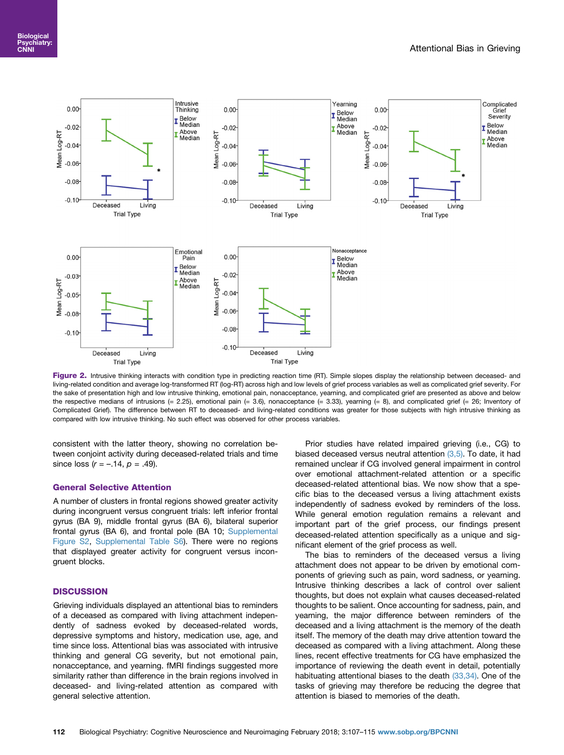**Figure 2.** Intrusive thinking interacts with condition type in predicting reaction time (RT). Simple slopes display the relationship between deceased- and living-related condition and average log-transformed RT (log-RT) across high and low levels of grief process variables as well as complicated grief severity. For the sake of presentation high and low intrusive thinking, emotional pain, nonacceptance, yearning, and complicated grief are presented as above and below the respective medians of intrusions (= 2.25), emotional pain (= 3.6), nonacceptance (= 3.33), yearning (= 8), and complicated grief (= 26; Inventory of Complicated Grief). The difference between RT to deceased- and living-related conditions was greater for those subjects with high intrusive thinking as compared with low intrusive thinking. No such effect was observed for other process variables.

consistent with the latter theory, showing no correlation between conjoint activity during deceased-related trials and time since loss ($r$ = −.14, $p$ = .49).

### General Selective Attention

A number of clusters in frontal regions showed greater activity during incongruent versus congruent trials: left inferior frontal gyrus (BA 9), middle frontal gyrus (BA 6), bilateral superior frontal gyrus (BA 6), and frontal pole (BA 10; Supplemental Figure S2, Supplemental Table S6). There were no regions that displayed greater activity for congruent versus incongruent blocks.

## DISCUSSION

Grieving individuals displayed an attentional bias to reminders of a deceased as compared with living attachment independently of sadness evoked by deceased-related words, depressive symptoms and history, medication use, age, and time since loss. Attentional bias was associated with intrusive thinking and general CG severity, but not emotional pain, nonacceptance, and yearning. fMRI findings suggested more similarity rather than difference in the brain regions involved in deceased- and living-related attention as compared with general selective attention.

Prior studies have related impaired grieving (i.e., CG) to biased deceased versus neutral attention (3,5). To date, it had remained unclear if CG involved general impairment in control over emotional attachment-related attention or a specific deceased-related attentional bias. We now show that a specific bias to the deceased versus a living attachment exists independently of sadness evoked by reminders of the loss. While general emotion regulation remains a relevant and important part of the grief process, our findings present deceased-related attention specifically as a unique and significant element of the grief process as well.

The bias to reminders of the deceased versus a living attachment does not appear to be driven by emotional components of grieving such as pain, word sadness, or yearning. Intrusive thinking describes a lack of control over salient thoughts, but does not explain what causes deceased-related thoughts to be salient. Once accounting for sadness, pain, and yearning, the major difference between reminders of the deceased and a living attachment is the memory of the death itself. The memory of the death may drive attention toward the deceased as compared with a living attachment. Along these lines, recent effective treatments for CG have emphasized the importance of reviewing the death event in detail, potentially habituating attentional biases to the death (33,34). One of the tasks of grieving may therefore be reducing the degree that attention is biased to memories of the death.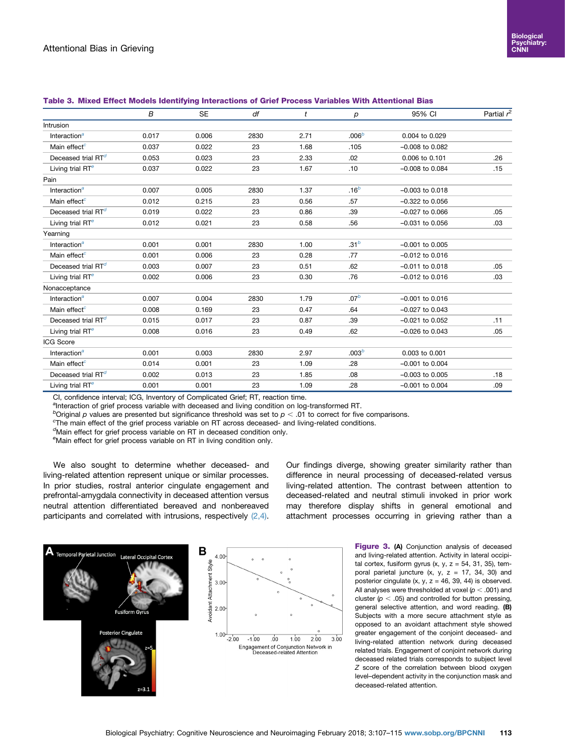**Table 3. Mixed Effect Models Identifying Interactions of Grief Process Variables With Attentional Bias**

| | *B* | SE | *df* | *t* | *p* | 95% CI | Partial $r^2$ |
|---|---|---|---|---|---|---|---|
| Intrusion | | | | | | | |
| Interaction[a] | 0.017 | 0.006 | 2830 | 2.71 | .006[b] | 0.004 to 0.029 | |
| Main effect[c] | 0.037 | 0.022 | 23 | 1.68 | .105 | −0.008 to 0.082 | |
| Deceased trial RT[d] | 0.053 | 0.023 | 23 | 2.33 | .02 | 0.006 to 0.101 | .26 |
| Living trial RT[e] | 0.037 | 0.022 | 23 | 1.67 | .10 | −0.008 to 0.084 | .15 |
| Pain | | | | | | | |
| Interaction[a] | 0.007 | 0.005 | 2830 | 1.37 | .16[b] | −0.003 to 0.018 | |
| Main effect[c] | 0.012 | 0.215 | 23 | 0.56 | .57 | −0.322 to 0.056 | |
| Deceased trial RT[d] | 0.019 | 0.022 | 23 | 0.86 | .39 | −0.027 to 0.066 | .05 |
| Living trial RT[e] | 0.012 | 0.021 | 23 | 0.58 | .56 | −0.031 to 0.056 | .03 |
| Yearning | | | | | | | |
| Interaction[a] | 0.001 | 0.001 | 2830 | 1.00 | .31[b] | −0.001 to 0.005 | |
| Main effect[c] | 0.001 | 0.006 | 23 | 0.28 | .77 | −0.012 to 0.016 | |
| Deceased trial RT[d] | 0.003 | 0.007 | 23 | 0.51 | .62 | −0.011 to 0.018 | .05 |
| Living trial RT[e] | 0.002 | 0.006 | 23 | 0.30 | .76 | −0.012 to 0.016 | .03 |
| Nonacceptance | | | | | | | |
| Interaction[a] | 0.007 | 0.004 | 2830 | 1.79 | .07[b] | −0.001 to 0.016 | |
| Main effect[c] | 0.008 | 0.169 | 23 | 0.47 | .64 | −0.027 to 0.043 | |
| Deceased trial RT[d] | 0.015 | 0.017 | 23 | 0.87 | .39 | −0.021 to 0.052 | .11 |
| Living trial RT[e] | 0.008 | 0.016 | 23 | 0.49 | .62 | −0.026 to 0.043 | .05 |
| ICG Score | | | | | | | |
| Interaction[a] | 0.001 | 0.003 | 2830 | 2.97 | .003[b] | 0.003 to 0.001 | |
| Main effect[c] | 0.014 | 0.001 | 23 | 1.09 | .28 | −0.001 to 0.004 | |
| Deceased trial RT[d] | 0.002 | 0.013 | 23 | 1.85 | .08 | −0.003 to 0.005 | .18 |
| Living trial RT[e] | 0.001 | 0.001 | 23 | 1.09 | .28 | −0.001 to 0.004 | .09 |

CI, confidence interval; ICG, Inventory of Complicated Grief; RT, reaction time.
[a]Interaction of grief process variable with deceased and living condition on log-transformed RT.
[b]Original *p* values are presented but significance threshold was set to $p < .01$ to correct for five comparisons.
[c]The main effect of the grief process variable on RT across deceased- and living-related conditions.
[d]Main effect for grief process variable on RT in deceased condition only.
[e]Main effect for grief process variable on RT in living condition only.

We also sought to determine whether deceased- and living-related attention represent unique or similar processes. In prior studies, rostral anterior cingulate engagement and prefrontal-amygdala connectivity in deceased attention versus neutral attention differentiated bereaved and nonbereaved participants and correlated with intrusions, respectively (2,4). Our findings diverge, showing greater similarity rather than difference in neural processing of deceased-related versus living-related attention. The contrast between attention to deceased-related and neutral stimuli invoked in prior work may therefore display shifts in general emotional and attachment processes occurring in grieving rather than a

**Figure 3. (A)** Conjunction analysis of deceased and living-related attention. Activity in lateral occipital cortex, fusiform gyrus (x, y, z = 54, 31, 35), temporal parietal juncture (x, y, z = 17, 34, 30) and posterior cingulate (x, y, z = 46, 39, 44) is observed. All analyses were thresholded at voxel ($p < .001$) and cluster ($p < .05$) and controlled for button pressing, general selective attention, and word reading. **(B)** Subjects with a more secure attachment style as opposed to an avoidant attachment style showed greater engagement of the conjoint deceased- and living-related attention network during deceased related trials. Engagement of conjoint network during deceased related trials corresponds to subject level *Z* score of the correlation between blood oxygen level–dependent activity in the conjunction mask and deceased-related attention.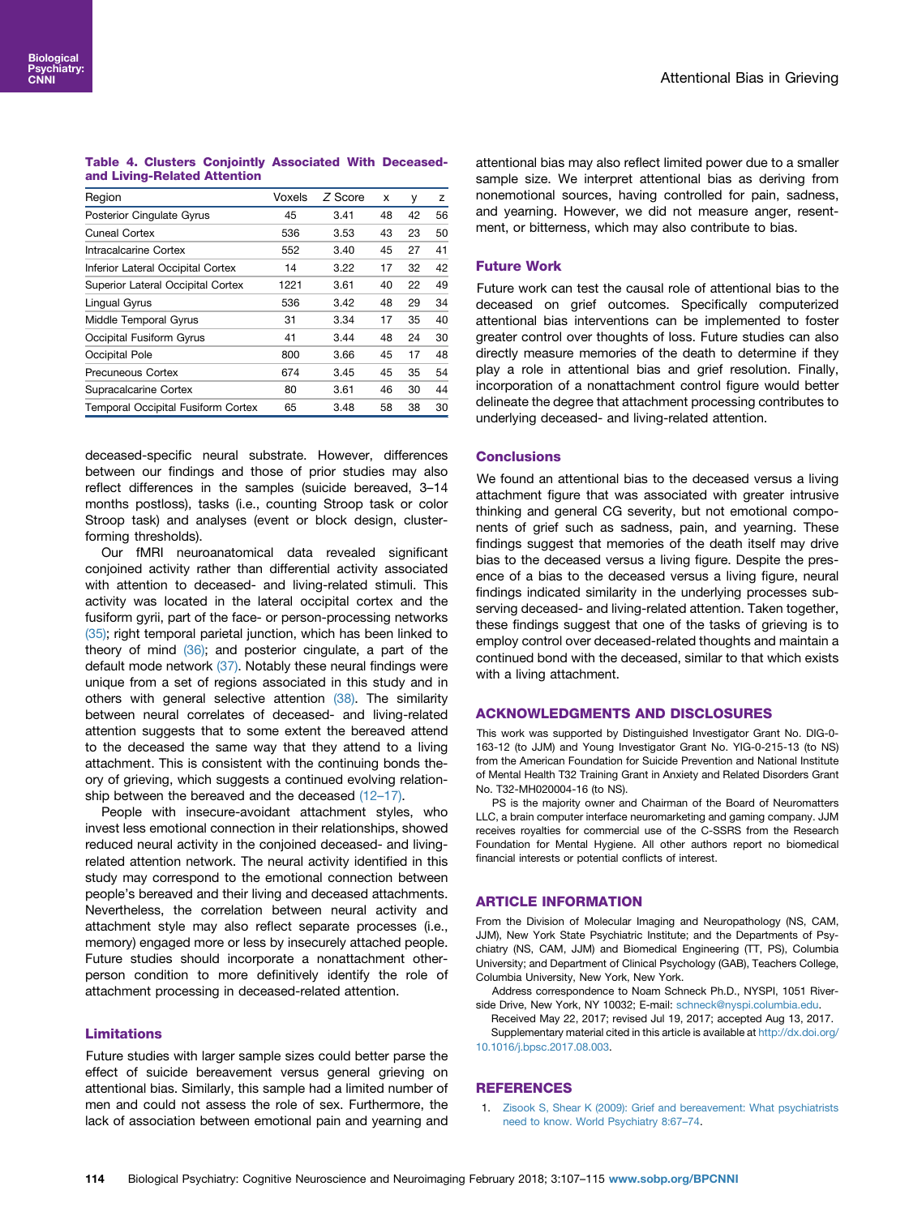**Table 4. Clusters Conjointly Associated With Deceased- and Living-Related Attention**

| Region | Voxels | Z Score | x | y | z |
|---|---|---|---|---|---|
| Posterior Cingulate Gyrus | 45 | 3.41 | 48 | 42 | 56 |
| Cuneal Cortex | 536 | 3.53 | 43 | 23 | 50 |
| Intracalcarine Cortex | 552 | 3.40 | 45 | 27 | 41 |
| Inferior Lateral Occipital Cortex | 14 | 3.22 | 17 | 32 | 42 |
| Superior Lateral Occipital Cortex | 1221 | 3.61 | 40 | 22 | 49 |
| Lingual Gyrus | 536 | 3.42 | 48 | 29 | 34 |
| Middle Temporal Gyrus | 31 | 3.34 | 17 | 35 | 40 |
| Occipital Fusiform Gyrus | 41 | 3.44 | 48 | 24 | 30 |
| Occipital Pole | 800 | 3.66 | 45 | 17 | 48 |
| Precuneous Cortex | 674 | 3.45 | 45 | 35 | 54 |
| Supracalcarine Cortex | 80 | 3.61 | 46 | 30 | 44 |
| Temporal Occipital Fusiform Cortex | 65 | 3.48 | 58 | 38 | 30 |

deceased-specific neural substrate. However, differences between our findings and those of prior studies may also reflect differences in the samples (suicide bereaved, 3–14 months postloss), tasks (i.e., counting Stroop task or color Stroop task) and analyses (event or block design, cluster-forming thresholds).

Our fMRI neuroanatomical data revealed significant conjoined activity rather than differential activity associated with attention to deceased- and living-related stimuli. This activity was located in the lateral occipital cortex and the fusiform gyrii, part of the face- or person-processing networks (35); right temporal parietal junction, which has been linked to theory of mind (36); and posterior cingulate, a part of the default mode network (37). Notably these neural findings were unique from a set of regions associated in this study and in others with general selective attention (38). The similarity between neural correlates of deceased- and living-related attention suggests that to some extent the bereaved attend to the deceased the same way that they attend to a living attachment. This is consistent with the continuing bonds theory of grieving, which suggests a continued evolving relationship between the bereaved and the deceased (12–17).

People with insecure-avoidant attachment styles, who invest less emotional connection in their relationships, showed reduced neural activity in the conjoined deceased- and living-related attention network. The neural activity identified in this study may correspond to the emotional connection between people's bereaved and their living and deceased attachments. Nevertheless, the correlation between neural activity and attachment style may also reflect separate processes (i.e., memory) engaged more or less by insecurely attached people. Future studies should incorporate a nonattachment other-person condition to more definitively identify the role of attachment processing in deceased-related attention.

## Limitations

Future studies with larger sample sizes could better parse the effect of suicide bereavement versus general grieving on attentional bias. Similarly, this sample had a limited number of men and could not assess the role of sex. Furthermore, the lack of association between emotional pain and yearning and attentional bias may also reflect limited power due to a smaller sample size. We interpret attentional bias as deriving from nonemotional sources, having controlled for pain, sadness, and yearning. However, we did not measure anger, resentment, or bitterness, which may also contribute to bias.

## Future Work

Future work can test the causal role of attentional bias to the deceased on grief outcomes. Specifically computerized attentional bias interventions can be implemented to foster greater control over thoughts of loss. Future studies can also directly measure memories of the death to determine if they play a role in attentional bias and grief resolution. Finally, incorporation of a nonattachment control figure would better delineate the degree that attachment processing contributes to underlying deceased- and living-related attention.

## Conclusions

We found an attentional bias to the deceased versus a living attachment figure that was associated with greater intrusive thinking and general CG severity, but not emotional components of grief such as sadness, pain, and yearning. These findings suggest that memories of the death itself may drive bias to the deceased versus a living figure. Despite the presence of a bias to the deceased versus a living figure, neural findings indicated similarity in the underlying processes subserving deceased- and living-related attention. Taken together, these findings suggest that one of the tasks of grieving is to employ control over deceased-related thoughts and maintain a continued bond with the deceased, similar to that which exists with a living attachment.

## ACKNOWLEDGMENTS AND DISCLOSURES

This work was supported by Distinguished Investigator Grant No. DIG-0-163-12 (to JJM) and Young Investigator Grant No. YIG-0-215-13 (to NS) from the American Foundation for Suicide Prevention and National Institute of Mental Health T32 Training Grant in Anxiety and Related Disorders Grant No. T32-MH020004-16 (to NS).

PS is the majority owner and Chairman of the Board of Neuromatters LLC, a brain computer interface neuromarketing and gaming company. JJM receives royalties for commercial use of the C-SSRS from the Research Foundation for Mental Hygiene. All other authors report no biomedical financial interests or potential conflicts of interest.

## ARTICLE INFORMATION

From the Division of Molecular Imaging and Neuropathology (NS, CAM, JJM), New York State Psychiatric Institute; and the Departments of Psychiatry (NS, CAM, JJM) and Biomedical Engineering (TT, PS), Columbia University; and Department of Clinical Psychology (GAB), Teachers College, Columbia University, New York, New York.

Address correspondence to Noam Schneck Ph.D., NYSPI, 1051 Riverside Drive, New York, NY 10032; E-mail: schneck@nyspi.columbia.edu.

Received May 22, 2017; revised Jul 19, 2017; accepted Aug 13, 2017.

Supplementary material cited in this article is available at http://dx.doi.org/10.1016/j.bpsc.2017.08.003.

## REFERENCES

1. Zisook S, Shear K (2009): Grief and bereavement: What psychiatrists need to know. World Psychiatry 8:67–74.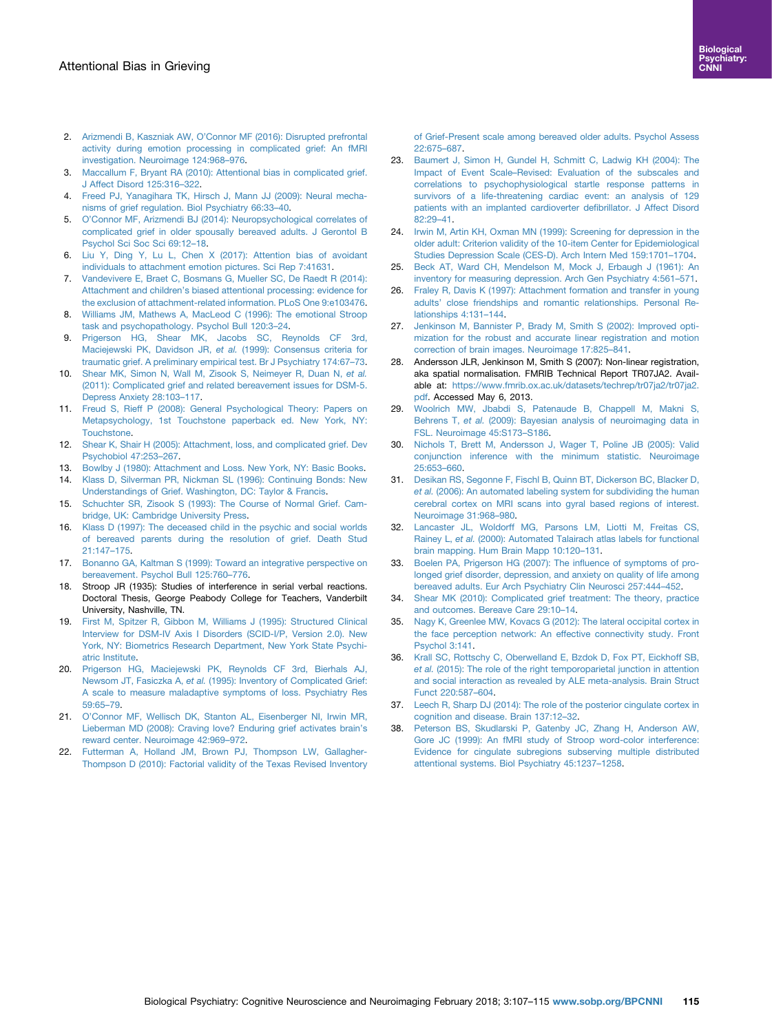2. Arizmendi B, Kaszniak AW, O'Connor MF (2016): Disrupted prefrontal activity during emotion processing in complicated grief: An fMRI investigation. Neuroimage 124:968–976.
3. Maccallum F, Bryant RA (2010): Attentional bias in complicated grief. J Affect Disord 125:316–322.
4. Freed PJ, Yanagihara TK, Hirsch J, Mann JJ (2009): Neural mechanisms of grief regulation. Biol Psychiatry 66:33–40.
5. O'Connor MF, Arizmendi BJ (2014): Neuropsychological correlates of complicated grief in older spousally bereaved adults. J Gerontol B Psychol Sci Soc Sci 69:12–18.
6. Liu Y, Ding Y, Lu L, Chen X (2017): Attention bias of avoidant individuals to attachment emotion pictures. Sci Rep 7:41631.
7. Vandevivere E, Braet C, Bosmans G, Mueller SC, De Raedt R (2014): Attachment and children's biased attentional processing: evidence for the exclusion of attachment-related information. PLoS One 9:e103476.
8. Williams JM, Mathews A, MacLeod C (1996): The emotional Stroop task and psychopathology. Psychol Bull 120:3–24.
9. Prigerson HG, Shear MK, Jacobs SC, Reynolds CF 3rd, Maciejewski PK, Davidson JR, *et al.* (1999): Consensus criteria for traumatic grief. A preliminary empirical test. Br J Psychiatry 174:67–73.
10. Shear MK, Simon N, Wall M, Zisook S, Neimeyer R, Duan N, *et al.* (2011): Complicated grief and related bereavement issues for DSM-5. Depress Anxiety 28:103–117.
11. Freud S, Rieff P (2008): General Psychological Theory: Papers on Metapsychology, 1st Touchstone paperback ed. New York, NY: Touchstone.
12. Shear K, Shair H (2005): Attachment, loss, and complicated grief. Dev Psychobiol 47:253–267.
13. Bowlby J (1980): Attachment and Loss. New York, NY: Basic Books.
14. Klass D, Silverman PR, Nickman SL (1996): Continuing Bonds: New Understandings of Grief. Washington, DC: Taylor & Francis.
15. Schuchter SR, Zisook S (1993): The Course of Normal Grief. Cambridge, UK: Cambridge University Press.
16. Klass D (1997): The deceased child in the psychic and social worlds of bereaved parents during the resolution of grief. Death Stud 21:147–175.
17. Bonanno GA, Kaltman S (1999): Toward an integrative perspective on bereavement. Psychol Bull 125:760–776.
18. Stroop JR (1935): Studies of interference in serial verbal reactions. Doctoral Thesis, George Peabody College for Teachers, Vanderbilt University, Nashville, TN.
19. First M, Spitzer R, Gibbon M, Williams J (1995): Structured Clinical Interview for DSM-IV Axis I Disorders (SCID-I/P, Version 2.0). New York, NY: Biometrics Research Department, New York State Psychiatric Institute.
20. Prigerson HG, Maciejewski PK, Reynolds CF 3rd, Bierhals AJ, Newsom JT, Fasiczka A, *et al.* (1995): Inventory of Complicated Grief: A scale to measure maladaptive symptoms of loss. Psychiatry Res 59:65–79.
21. O'Connor MF, Wellisch DK, Stanton AL, Eisenberger NI, Irwin MR, Lieberman MD (2008): Craving love? Enduring grief activates brain's reward center. Neuroimage 42:969–972.
22. Futterman A, Holland JM, Brown PJ, Thompson LW, Gallagher-Thompson D (2010): Factorial validity of the Texas Revised Inventory of Grief-Present scale among bereaved older adults. Psychol Assess 22:675–687.
23. Baumert J, Simon H, Gundel H, Schmitt C, Ladwig KH (2004): The Impact of Event Scale–Revised: Evaluation of the subscales and correlations to psychophysiological startle response patterns in survivors of a life-threatening cardiac event: an analysis of 129 patients with an implanted cardioverter defibrillator. J Affect Disord 82:29–41.
24. Irwin M, Artin KH, Oxman MN (1999): Screening for depression in the older adult: Criterion validity of the 10-item Center for Epidemiological Studies Depression Scale (CES-D). Arch Intern Med 159:1701–1704.
25. Beck AT, Ward CH, Mendelson M, Mock J, Erbaugh J (1961): An inventory for measuring depression. Arch Gen Psychiatry 4:561–571.
26. Fraley R, Davis K (1997): Attachment formation and transfer in young adults' close friendships and romantic relationships. Personal Relationships 4:131–144.
27. Jenkinson M, Bannister P, Brady M, Smith S (2002): Improved optimization for the robust and accurate linear registration and motion correction of brain images. Neuroimage 17:825–841.
28. Andersson JLR, Jenkinson M, Smith S (2007): Non-linear registration, aka spatial normalisation. FMRIB Technical Report TR07JA2. Available at: https://www.fmrib.ox.ac.uk/datasets/techrep/tr07ja2/tr07ja2.pdf. Accessed May 6, 2013.
29. Woolrich MW, Jbabdi S, Patenaude B, Chappell M, Makni S, Behrens T, *et al.* (2009): Bayesian analysis of neuroimaging data in FSL. Neuroimage 45:S173–S186.
30. Nichols T, Brett M, Andersson J, Wager T, Poline JB (2005): Valid conjunction inference with the minimum statistic. Neuroimage 25:653–660.
31. Desikan RS, Segonne F, Fischl B, Quinn BT, Dickerson BC, Blacker D, *et al.* (2006): An automated labeling system for subdividing the human cerebral cortex on MRI scans into gyral based regions of interest. Neuroimage 31:968–980.
32. Lancaster JL, Woldorff MG, Parsons LM, Liotti M, Freitas CS, Rainey L, *et al.* (2000): Automated Talairach atlas labels for functional brain mapping. Hum Brain Mapp 10:120–131.
33. Boelen PA, Prigerson HG (2007): The influence of symptoms of prolonged grief disorder, depression, and anxiety on quality of life among bereaved adults. Eur Arch Psychiatry Clin Neurosci 257:444–452.
34. Shear MK (2010): Complicated grief treatment: The theory, practice and outcomes. Bereave Care 29:10–14.
35. Nagy K, Greenlee MW, Kovacs G (2012): The lateral occipital cortex in the face perception network: An effective connectivity study. Front Psychol 3:141.
36. Krall SC, Rottschy C, Oberwelland E, Bzdok D, Fox PT, Eickhoff SB, *et al.* (2015): The role of the right temporoparietal junction in attention and social interaction as revealed by ALE meta-analysis. Brain Struct Funct 220:587–604.
37. Leech R, Sharp DJ (2014): The role of the posterior cingulate cortex in cognition and disease. Brain 137:12–32.
38. Peterson BS, Skudlarski P, Gatenby JC, Zhang H, Anderson AW, Gore JC (1999): An fMRI study of Stroop word-color interference: Evidence for cingulate subregions subserving multiple distributed attentional systems. Biol Psychiatry 45:1237–1258.